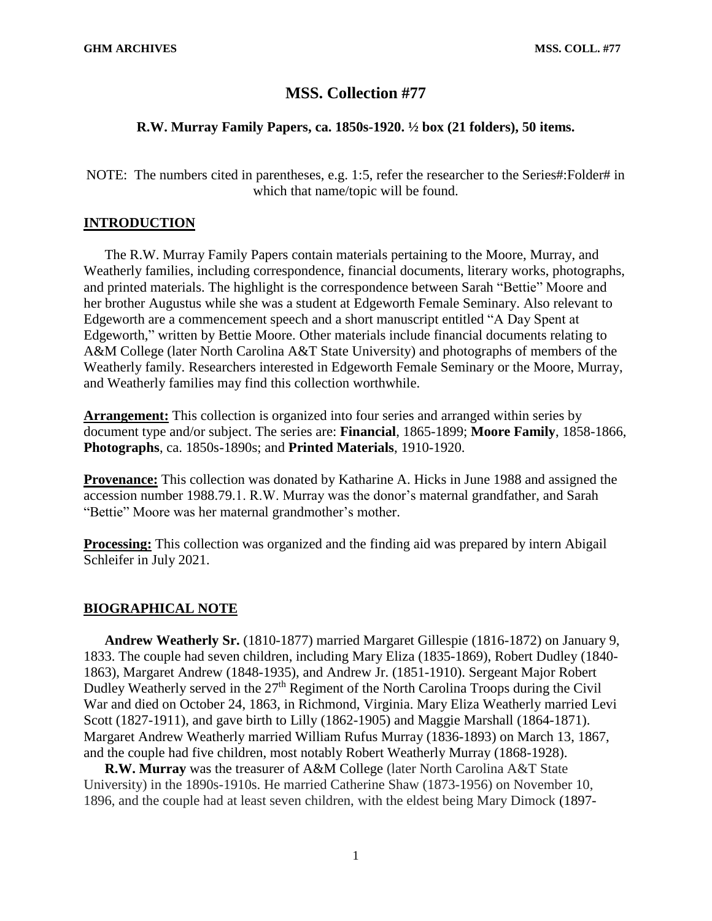# MSS. Collection #77

### R.W. Murray Family Papers, ca. 1850s-1920. ½ box (21 folders), 50 items.

NOTE: The numbers cited in parentheses, e.g. 1:5, refer the researcher to the Series#:Folder# in which that name/topic will be found.

## INTRODUCTION

The R.W. Murray Family Papers contain materials pertaining to the Moore, Murray, and Weatherly families, including correspondence, financial documents, literary works, photographs, and printed materials. The highlight is the correspondence between Sarah "Bettie" Moore and her brother Augustus while she was a student at Edgeworth Female Seminary. Also relevant to Edgeworth are a commencement speech and a short manuscript entitled "A Day Spent at Edgeworth," written by Bettie Moore. Other materials include financial documents relating to A&M College (later North Carolina A&T State University) and photographs of members of the Weatherly family. Researchers interested in Edgeworth Female Seminary or the Moore, Murray, and Weatherly families may find this collection worthwhile.

**Arrangement:** This collection is organized into four series and arranged within series by document type and/or subject. The series are: **Financial**, 1865-1899; **Moore Family**, 1858-1866, **Photographs**, ca. 1850s-1890s; and **Printed Materials**, 1910-1920.

**Provenance:** This collection was donated by Katharine A. Hicks in June 1988 and assigned the accession number 1988.79.1. R.W. Murray was the donor's maternal grandfather, and Sarah "Bettie" Moore was her maternal grandmother's mother.

**Processing:** This collection was organized and the finding aid was prepared by intern Abigail Schleifer in July 2021.

## BIOGRAPHICAL NOTE

**Andrew Weatherly Sr.** (1810-1877) married Margaret Gillespie (1816-1872) on January 9, 1833. The couple had seven children, including Mary Eliza (1835-1869), Robert Dudley (1840-1863), Margaret Andrew (1848-1935), and Andrew Jr. (1851-1910). Sergeant Major Robert Dudley Weatherly served in the 27th Regiment of the North Carolina Troops during the Civil War and died on October 24, 1863, in Richmond, Virginia. Mary Eliza Weatherly married Levi Scott (1827-1911), and gave birth to Lilly (1862-1905) and Maggie Marshall (1864-1871). Margaret Andrew Weatherly married William Rufus Murray (1836-1893) on March 13, 1867, and the couple had five children, most notably Robert Weatherly Murray (1868-1928).

**R.W. Murray** was the treasurer of A&M College (later North Carolina A&T State University) in the 1890s-1910s. He married Catherine Shaw (1873-1956) on November 10, 1896, and the couple had at least seven children, with the eldest being Mary Dimock (1897-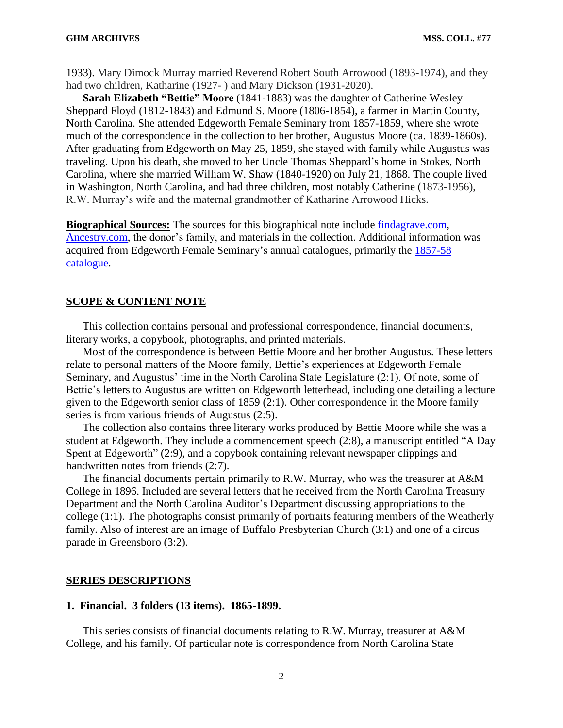1933). Mary Dimock Murray married Reverend Robert South Arrowood (1893-1974), and they had two children, Katharine (1927- ) and Mary Dickson (1931-2020).

**Sarah Elizabeth "Bettie" Moore** (1841-1883) was the daughter of Catherine Wesley Sheppard Floyd (1812-1843) and Edmund S. Moore (1806-1854), a farmer in Martin County, North Carolina. She attended Edgeworth Female Seminary from 1857-1859, where she wrote much of the correspondence in the collection to her brother, Augustus Moore (ca. 1839-1860s). After graduating from Edgeworth on May 25, 1859, she stayed with family while Augustus was traveling. Upon his death, she moved to her Uncle Thomas Sheppard's home in Stokes, North Carolina, where she married William W. Shaw (1840-1920) on July 21, 1868. The couple lived in Washington, North Carolina, and had three children, most notably Catherine (1873-1956), R.W. Murray's wife and the maternal grandmother of Katharine Arrowood Hicks.

**Biographical Sources:** The sources for this biographical note include findagrave.com, Ancestry.com, the donor's family, and materials in the collection. Additional information was acquired from Edgeworth Female Seminary's annual catalogues, primarily the 1857-58 catalogue.

## SCOPE & CONTENT NOTE

This collection contains personal and professional correspondence, financial documents, literary works, a copybook, photographs, and printed materials.

Most of the correspondence is between Bettie Moore and her brother Augustus. These letters relate to personal matters of the Moore family, Bettie's experiences at Edgeworth Female Seminary, and Augustus' time in the North Carolina State Legislature (2:1). Of note, some of Bettie's letters to Augustus are written on Edgeworth letterhead, including one detailing a lecture given to the Edgeworth senior class of 1859 (2:1). Other correspondence in the Moore family series is from various friends of Augustus (2:5).

The collection also contains three literary works produced by Bettie Moore while she was a student at Edgeworth. They include a commencement speech (2:8), a manuscript entitled "A Day Spent at Edgeworth" (2:9), and a copybook containing relevant newspaper clippings and handwritten notes from friends (2:7).

The financial documents pertain primarily to R.W. Murray, who was the treasurer at A&M College in 1896. Included are several letters that he received from the North Carolina Treasury Department and the North Carolina Auditor's Department discussing appropriations to the college (1:1). The photographs consist primarily of portraits featuring members of the Weatherly family. Also of interest are an image of Buffalo Presbyterian Church (3:1) and one of a circus parade in Greensboro (3:2).

## SERIES DESCRIPTIONS

### 1. Financial. 3 folders (13 items). 1865-1899.

This series consists of financial documents relating to R.W. Murray, treasurer at A&M College, and his family. Of particular note is correspondence from North Carolina State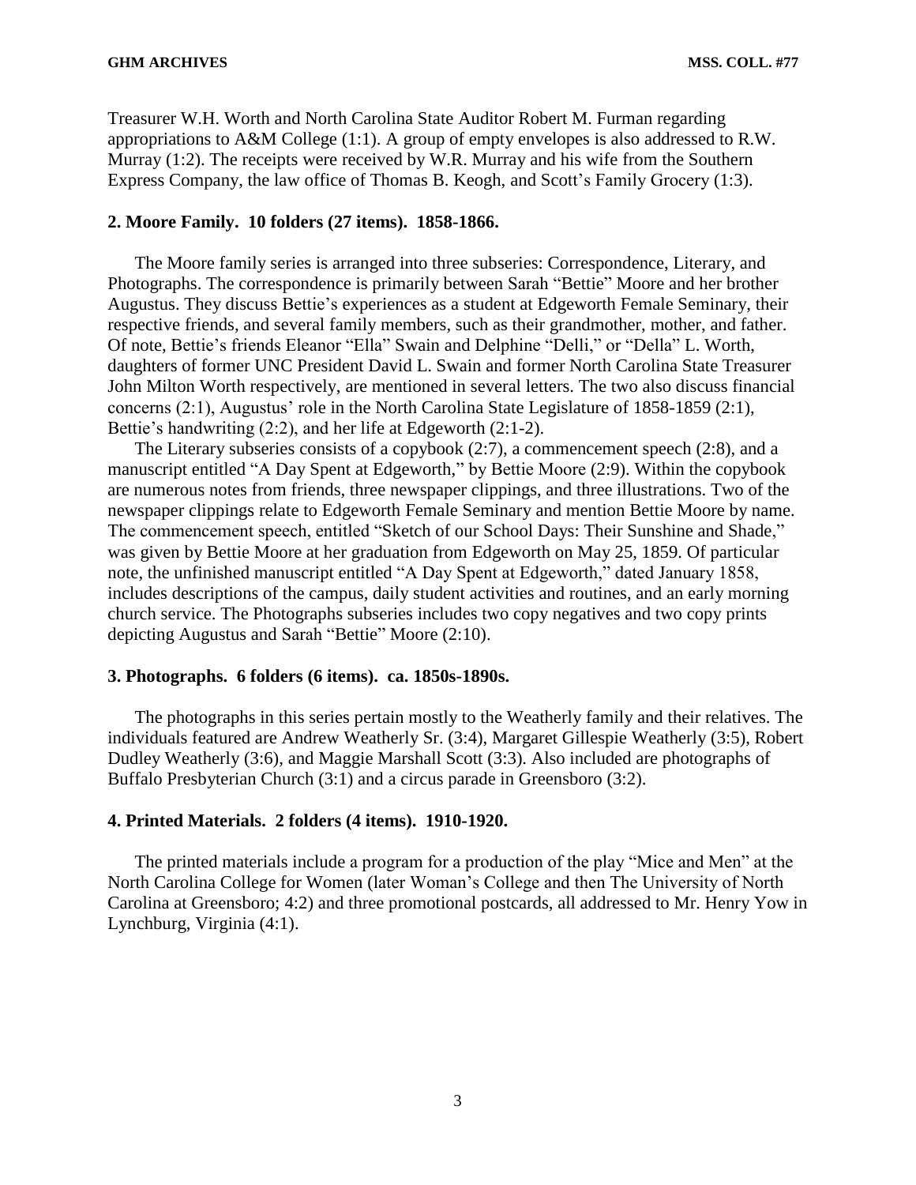Treasurer W.H. Worth and North Carolina State Auditor Robert M. Furman regarding appropriations to A&M College (1:1). A group of empty envelopes is also addressed to R.W. Murray (1:2). The receipts were received by W.R. Murray and his wife from the Southern Express Company, the law office of Thomas B. Keogh, and Scott's Family Grocery (1:3).

**2. Moore Family. 10 folders (27 items). 1858-1866.**

The Moore family series is arranged into three subseries: Correspondence, Literary, and Photographs. The correspondence is primarily between Sarah "Bettie" Moore and her brother Augustus. They discuss Bettie's experiences as a student at Edgeworth Female Seminary, their respective friends, and several family members, such as their grandmother, mother, and father. Of note, Bettie's friends Eleanor "Ella" Swain and Delphine "Delli," or "Della" L. Worth, daughters of former UNC President David L. Swain and former North Carolina State Treasurer John Milton Worth respectively, are mentioned in several letters. The two also discuss financial concerns (2:1), Augustus' role in the North Carolina State Legislature of 1858-1859 (2:1), Bettie's handwriting (2:2), and her life at Edgeworth (2:1-2).

The Literary subseries consists of a copybook (2:7), a commencement speech (2:8), and a manuscript entitled "A Day Spent at Edgeworth," by Bettie Moore (2:9). Within the copybook are numerous notes from friends, three newspaper clippings, and three illustrations. Two of the newspaper clippings relate to Edgeworth Female Seminary and mention Bettie Moore by name. The commencement speech, entitled "Sketch of our School Days: Their Sunshine and Shade," was given by Bettie Moore at her graduation from Edgeworth on May 25, 1859. Of particular note, the unfinished manuscript entitled "A Day Spent at Edgeworth," dated January 1858, includes descriptions of the campus, daily student activities and routines, and an early morning church service. The Photographs subseries includes two copy negatives and two copy prints depicting Augustus and Sarah "Bettie" Moore (2:10).

**3. Photographs. 6 folders (6 items). ca. 1850s-1890s.**

The photographs in this series pertain mostly to the Weatherly family and their relatives. The individuals featured are Andrew Weatherly Sr. (3:4), Margaret Gillespie Weatherly (3:5), Robert Dudley Weatherly (3:6), and Maggie Marshall Scott (3:3). Also included are photographs of Buffalo Presbyterian Church (3:1) and a circus parade in Greensboro (3:2).

**4. Printed Materials. 2 folders (4 items). 1910-1920.**

The printed materials include a program for a production of the play "Mice and Men" at the North Carolina College for Women (later Woman's College and then The University of North Carolina at Greensboro; 4:2) and three promotional postcards, all addressed to Mr. Henry Yow in Lynchburg, Virginia (4:1).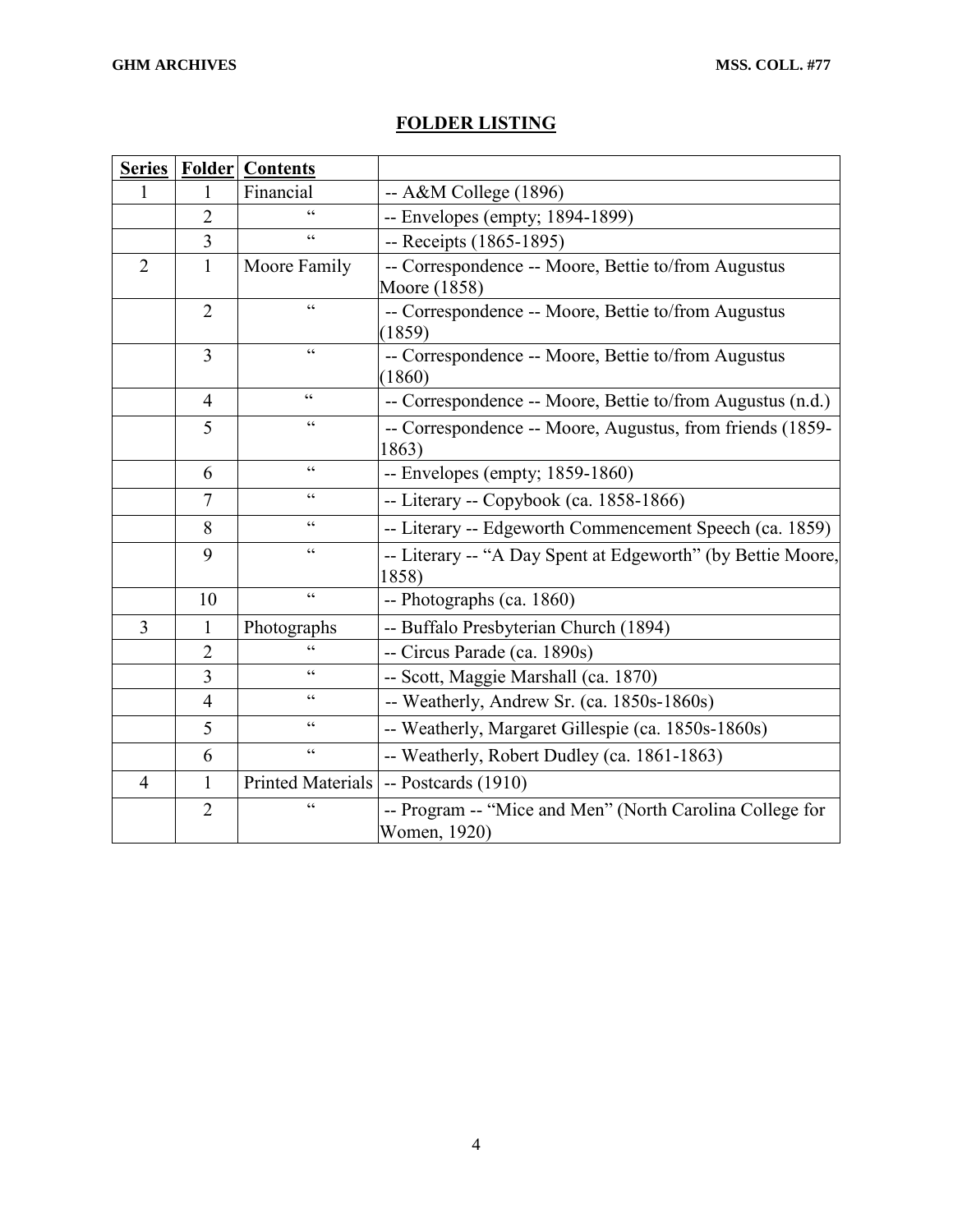## FOLDER LISTING

| Series | Folder | Contents | |
|---|---|---|---|
| 1 | 1 | Financial | -- A&M College (1896) |
| | 2 | " | -- Envelopes (empty; 1894-1899) |
| | 3 | " | -- Receipts (1865-1895) |
| 2 | 1 | Moore Family | -- Correspondence -- Moore, Bettie to/from Augustus Moore (1858) |
| | 2 | " | -- Correspondence -- Moore, Bettie to/from Augustus (1859) |
| | 3 | " | -- Correspondence -- Moore, Bettie to/from Augustus (1860) |
| | 4 | " | -- Correspondence -- Moore, Bettie to/from Augustus (n.d.) |
| | 5 | " | -- Correspondence -- Moore, Augustus, from friends (1859-1863) |
| | 6 | " | -- Envelopes (empty; 1859-1860) |
| | 7 | " | -- Literary -- Copybook (ca. 1858-1866) |
| | 8 | " | -- Literary -- Edgeworth Commencement Speech (ca. 1859) |
| | 9 | " | -- Literary -- "A Day Spent at Edgeworth" (by Bettie Moore, 1858) |
| | 10 | " | -- Photographs (ca. 1860) |
| 3 | 1 | Photographs | -- Buffalo Presbyterian Church (1894) |
| | 2 | " | -- Circus Parade (ca. 1890s) |
| | 3 | " | -- Scott, Maggie Marshall (ca. 1870) |
| | 4 | " | -- Weatherly, Andrew Sr. (ca. 1850s-1860s) |
| | 5 | " | -- Weatherly, Margaret Gillespie (ca. 1850s-1860s) |
| | 6 | " | -- Weatherly, Robert Dudley (ca. 1861-1863) |
| 4 | 1 | Printed Materials | -- Postcards (1910) |
| | 2 | " | -- Program -- "Mice and Men" (North Carolina College for Women, 1920) |